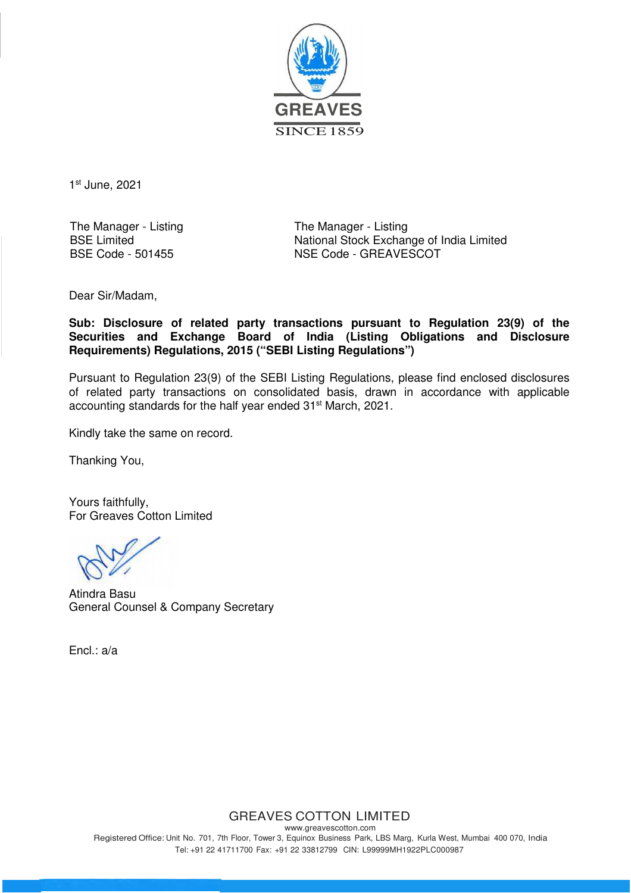GREAVES

SINCE 1859

1st June, 2021

The Manager - Listing
BSE Limited
BSE Code - 501455

The Manager - Listing
National Stock Exchange of India Limited
NSE Code - GREAVESCOT

Dear Sir/Madam,

**Sub: Disclosure of related party transactions pursuant to Regulation 23(9) of the Securities and Exchange Board of India (Listing Obligations and Disclosure Requirements) Regulations, 2015 ("SEBI Listing Regulations")**

Pursuant to Regulation 23(9) of the SEBI Listing Regulations, please find enclosed disclosures of related party transactions on consolidated basis, drawn in accordance with applicable accounting standards for the half year ended 31st March, 2021.

Kindly take the same on record.

Thanking You,

Yours faithfully,
For Greaves Cotton Limited

Atindra Basu
General Counsel & Company Secretary

Encl.: a/a

GREAVES COTTON LIMITED
www.greavescotton.com
Registered Office: Unit No. 701, 7th Floor, Tower 3, Equinox Business Park, LBS Marg, Kurla West, Mumbai 400 070, India
Tel: +91 22 41711700 Fax: +91 22 33812799 CIN: L99999MH1922PLC000987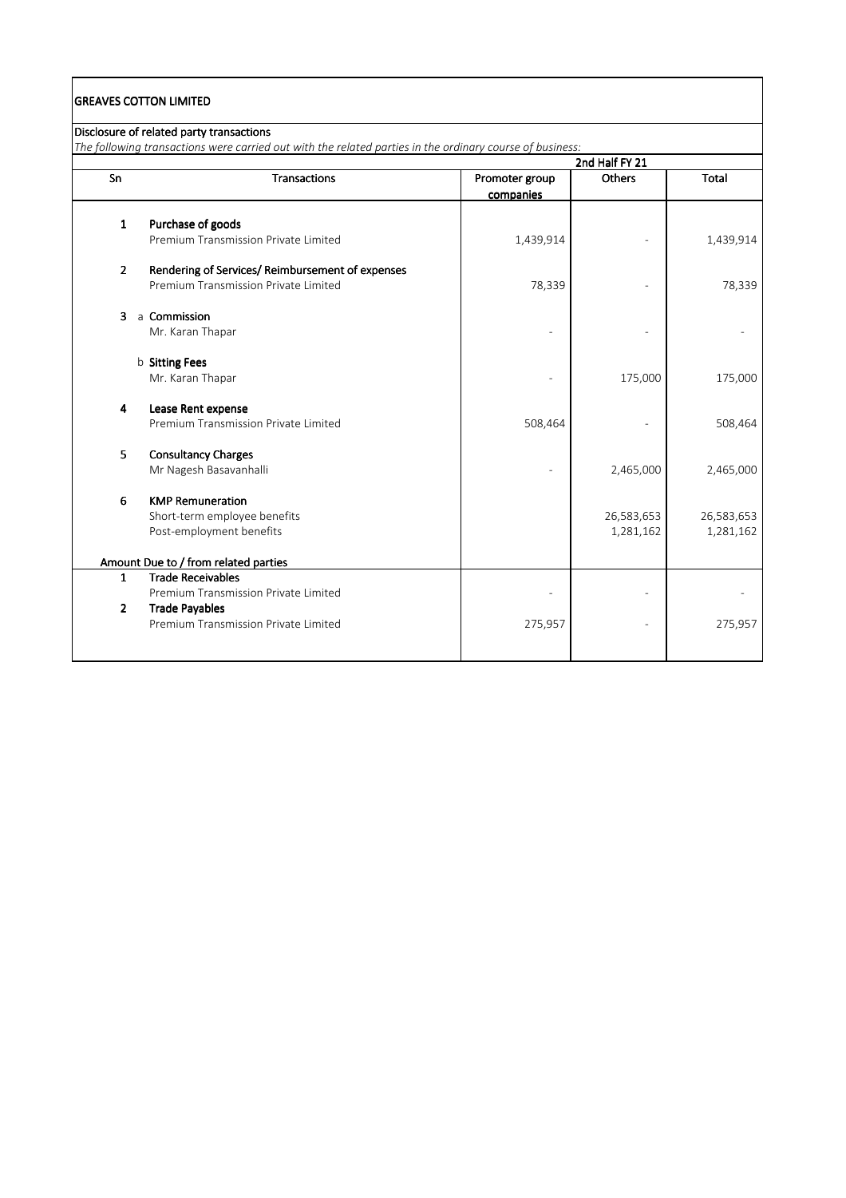**GREAVES COTTON LIMITED**

Disclosure of related party transactions

*The following transactions were carried out with the related parties in the ordinary course of business:*

| Sn | Transactions | 2nd Half FY 21 | | |
|---|---|---|---|---|
| | | Promoter group companies | Others | Total |
| 1 | **Purchase of goods** | | | |
| | Premium Transmission Private Limited | 1,439,914 | - | 1,439,914 |
| 2 | **Rendering of Services/ Reimbursement of expenses** | | | |
| | Premium Transmission Private Limited | 78,339 | - | 78,339 |
| 3 | a **Commission** | | | |
| | Mr. Karan Thapar | - | - | - |
| | b **Sitting Fees** | | | |
| | Mr. Karan Thapar | - | 175,000 | 175,000 |
| 4 | **Lease Rent expense** | | | |
| | Premium Transmission Private Limited | 508,464 | - | 508,464 |
| 5 | **Consultancy Charges** | | | |
| | Mr Nagesh Basavanhalli | - | 2,465,000 | 2,465,000 |
| 6 | **KMP Remuneration** | | | |
| | Short-term employee benefits | | 26,583,653 | 26,583,653 |
| | Post-employment benefits | | 1,281,162 | 1,281,162 |
| | Amount Due to / from related parties | | | |
| 1 | **Trade Receivables** | | | |
| | Premium Transmission Private Limited | - | - | - |
| 2 | **Trade Payables** | | | |
| | Premium Transmission Private Limited | 275,957 | - | 275,957 |